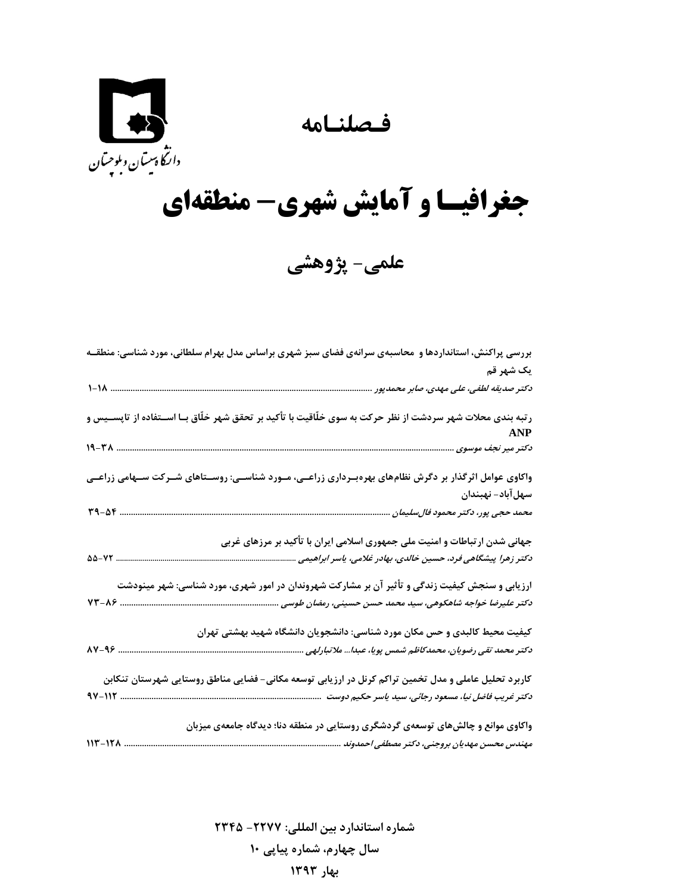دانشگاه سیستان و بلوچستان

# فصلنامه

# جغرافیا و آمایش شهری- منطقه‌ای

## علمی- پژوهشی

**بررسی پراکنش، استانداردها و محاسبه‌ی سرانه‌ی فضای سبز شهری براساس مدل بهرام سلطانی، مورد شناسی: منطقه یک شهر قم**
*دکتر صدیقه لطفی، علی مهدی، صابر محمدپور* ........ ۱-۱۸

**رتبه بندی محلات شهر سردشت از نظر حرکت به سوی خلّاقیت با تأکید بر تحقق شهر خلّاق با استفاده از تاپسیس و ANP**
*دکتر میر نجف موسوی* ........ ۱۹-۳۸

**واکاوی عوامل اثرگذار بر دگرش نظام‌های بهره‌برداری زراعی، مورد شناسی: روستاهای شرکت سهامی زراعی سهل‌آباد- نهبندان**
*محمد حجی پور، دکتر محمود فال‌سلیمان* ........ ۳۹-۵۴

**جهانی شدن ارتباطات و امنیت ملی جمهوری اسلامی ایران با تأکید بر مرزهای غربی**
*دکتر زهرا پیشگاهی فرد، حسین خالدی، بهادر غلامی، یاسر ابراهیمی* ........ ۵۵-۷۲

**ارزیابی و سنجش کیفیت زندگی و تأثیر آن بر مشارکت شهروندان در امور شهری، مورد شناسی: شهر مینودشت**
*دکتر علیرضا خواجه شاهکوهی، سید محمد حسن حسینی، رمضان طوسی* ........ ۷۳-۸۶

**کیفیت محیط کالبدی و حس مکان مورد شناسی: دانشجویان دانشگاه شهید بهشتی تهران**
*دکتر محمد تقی رضویان، محمدکاظم شمس پویا، عبدا... ملاتبارلهی* ........ ۸۷-۹۶

**کاربرد تحلیل عاملی و مدل تخمین تراکم کرنل در ارزیابی توسعه مکانی- فضایی مناطق روستایی شهرستان تنکابن**
*دکتر غریب فاضل نیا، مسعود رجائی، سید یاسر حکیم دوست* ........ ۹۷-۱۱۲

**واکاوی موانع و چالش‌های توسعه‌ی گردشگری روستایی در منطقه دنا: دیدگاه جامعه‌ی میزبان**
*مهندس محسن مهدیان بروجنی، دکتر مصطفی احمدوند* ........ ۱۱۳-۱۲۸

**شماره استاندارد بین المللی: ۲۲۷۷- ۲۳۴۵**
**سال چهارم، شماره پیاپی ۱۰**
**بهار ۱۳۹۳**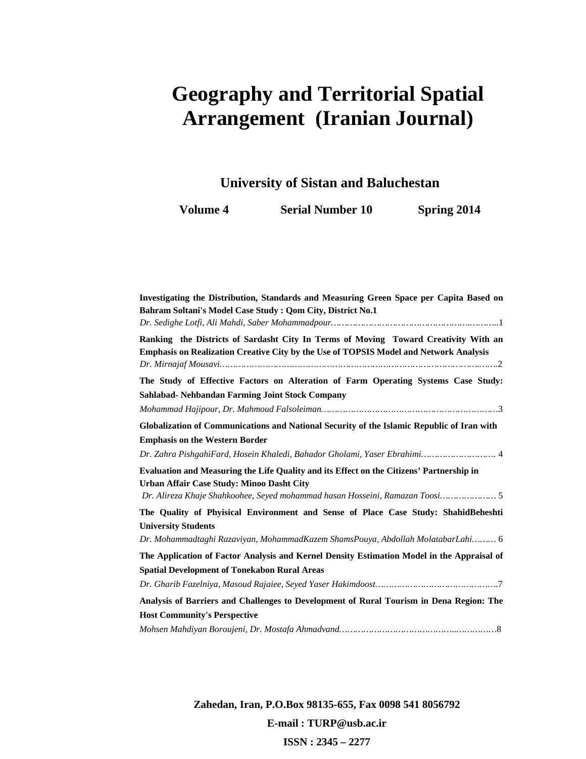# Geography and Territorial Spatial Arrangement (Iranian Journal)

## University of Sistan and Baluchestan

**Volume 4 Serial Number 10 Spring 2014**

**Investigating the Distribution, Standards and Measuring Green Space per Capita Based on Bahram Soltani's Model Case Study : Qom City, District No.1**
*Dr. Sedighe Lotfi, Ali Mahdi, Saber Mohammadpour*……………………………………………………1

**Ranking the Districts of Sardasht City In Terms of Moving Toward Creativity With an Emphasis on Realization Creative City by the Use of TOPSIS Model and Network Analysis**
*Dr. Mirnajaf Mousavi*………………………………………………………………………………………2

**The Study of Effective Factors on Alteration of Farm Operating Systems Case Study: Sahlabad- Nehbandan Farming Joint Stock Company**
*Mohammad Hajipour, Dr. Mahmoud Falsoleiman*…………………………………………………………3

**Globalization of Communications and National Security of the Islamic Republic of Iran with Emphasis on the Western Border**
*Dr. Zahra PishgahiFard, Hosein Khaledi, Bahador Gholami, Yaser Ebrahimi*………………………. 4

**Evaluation and Measuring the Life Quality and its Effect on the Citizens' Partnership in Urban Affair Case Study: Minoo Dasht City**
*Dr. Alireza Khaje Shahkoohee, Seyed mohammad hasan Hosseini, Ramazan Toosi*……………… 5

**The Quality of Phyisical Environment and Sense of Place Case Study: ShahidBeheshti University Students**
*Dr. Mohammadtaghi Razaviyan, MohammadKazem ShamsPouya, Abdollah MolatabarLahi*……… 6

**The Application of Factor Analysis and Kernel Density Estimation Model in the Appraisal of Spatial Development of Tonekabon Rural Areas**
*Dr. Gharib Fazelniya, Masoud Rajaiee, Seyed Yaser Hakimdoost*………………………………………7

**Analysis of Barriers and Challenges to Development of Rural Tourism in Dena Region: The Host Community's Perspective**
*Mohsen Mahdiyan Boroujeni, Dr. Mostafa Ahmadvand*……………………………………………8

**Zahedan, Iran, P.O.Box 98135-655, Fax 0098 541 8056792**

**E-mail : TURP@usb.ac.ir**

**ISSN : 2345 – 2277**